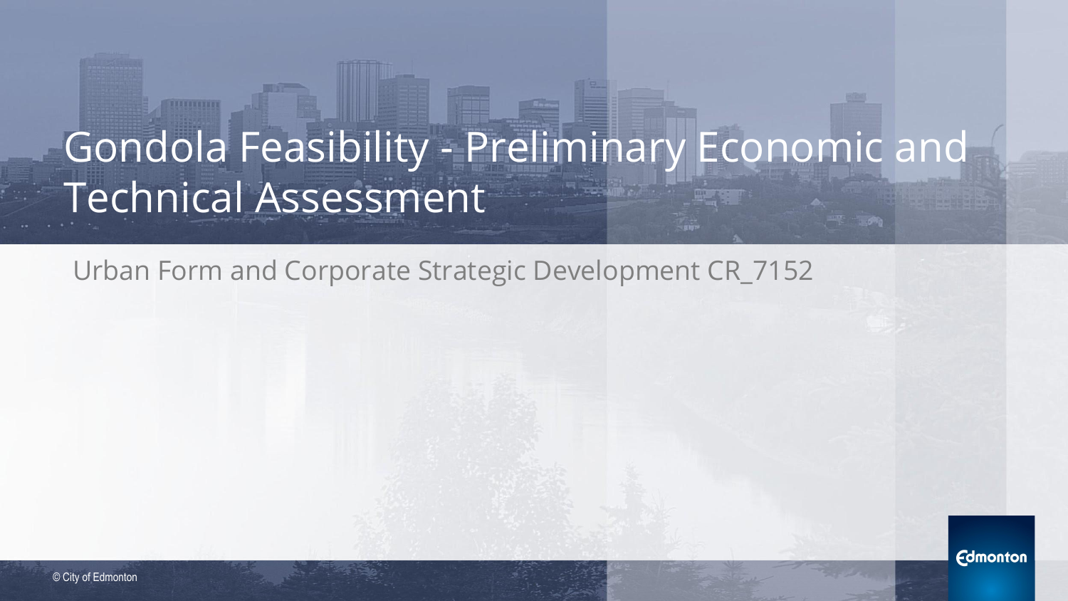# Gondola Feasibility - Preliminary Economic and Technical Assessment

Urban Form and Corporate Strategic Development CR_7152

© City of Edmonton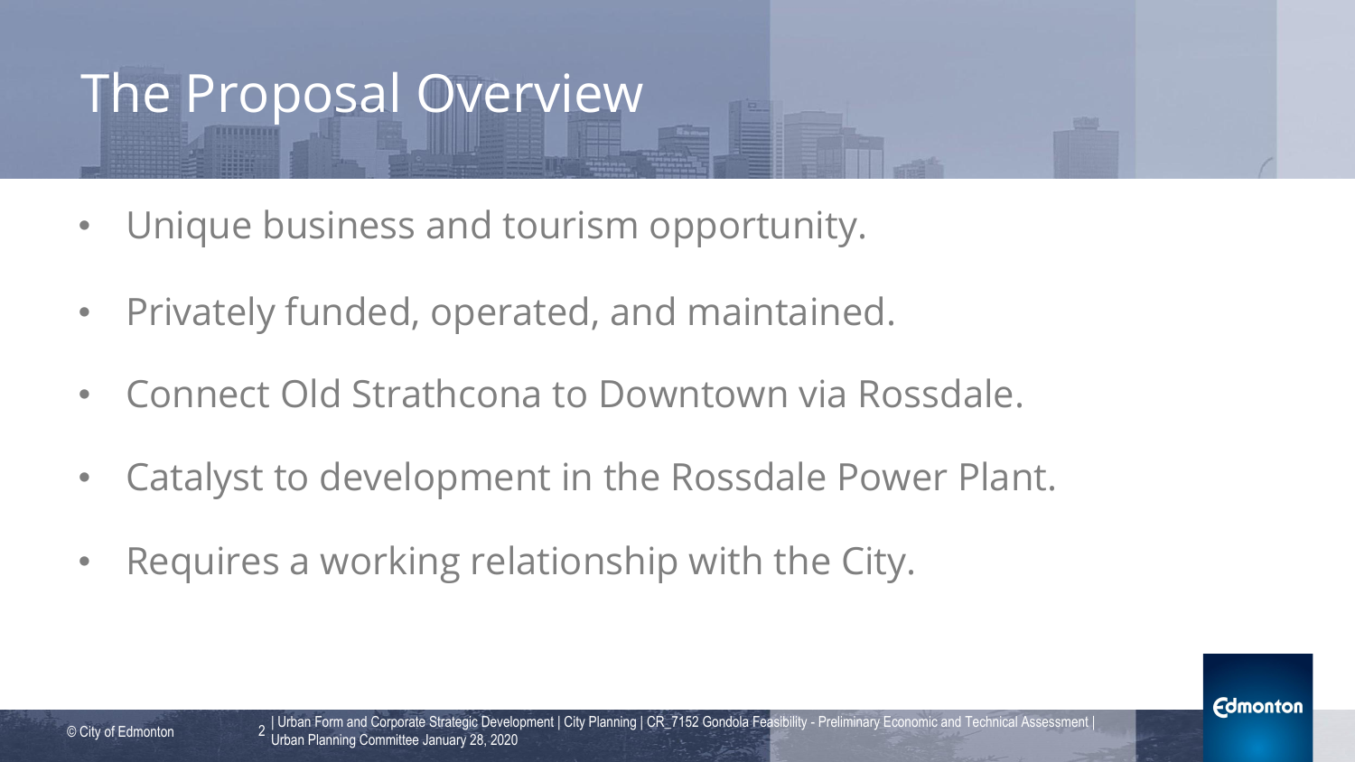# The Proposal Overview

- Unique business and tourism opportunity.
- Privately funded, operated, and maintained.
- Connect Old Strathcona to Downtown via Rossdale.
- Catalyst to development in the Rossdale Power Plant.
- Requires a working relationship with the City.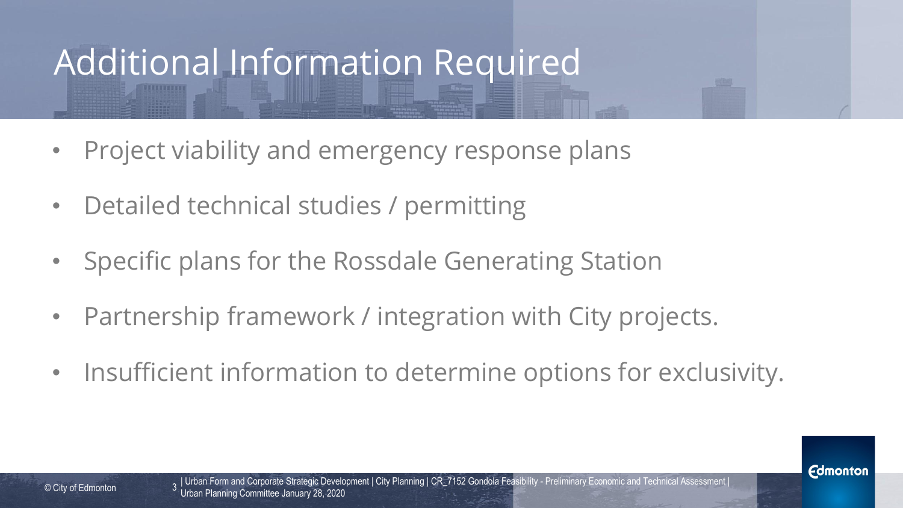# Additional Information Required

- Project viability and emergency response plans
- Detailed technical studies / permitting
- Specific plans for the Rossdale Generating Station
- Partnership framework / integration with City projects.
- Insufficient information to determine options for exclusivity.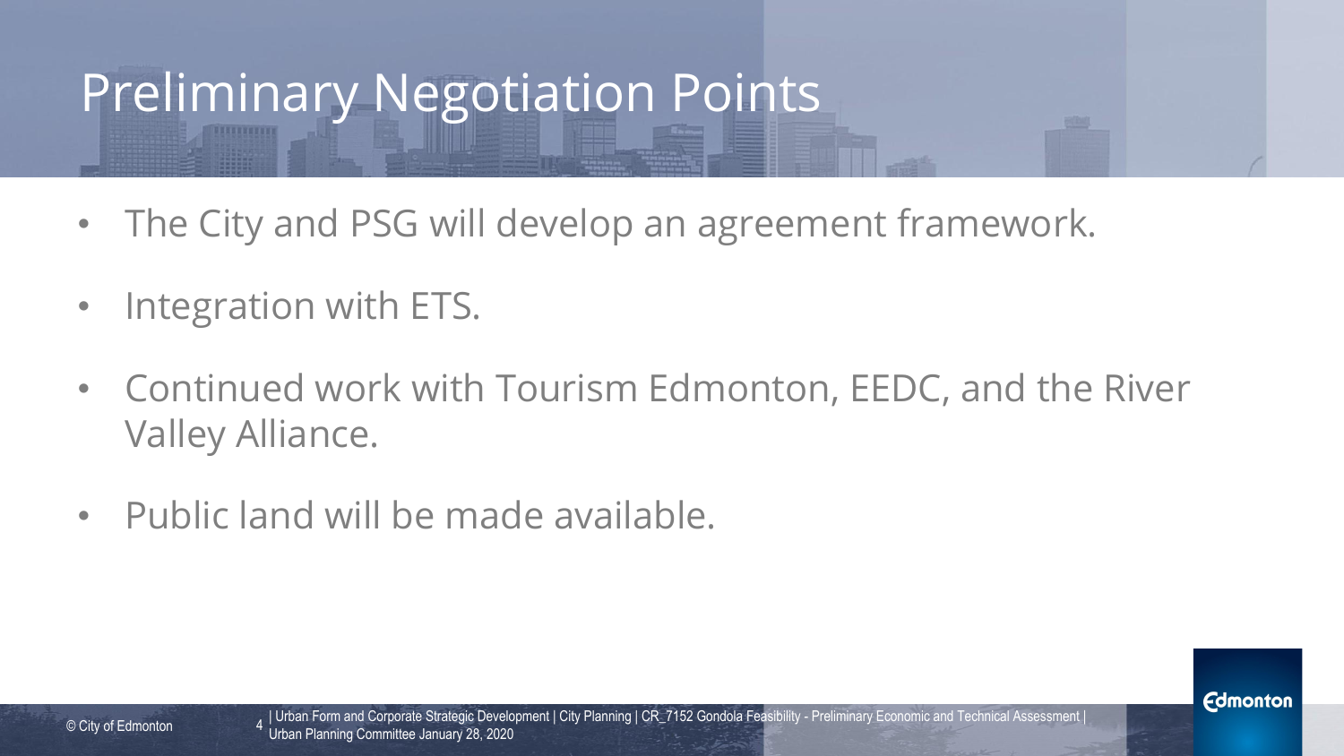# Preliminary Negotiation Points

- The City and PSG will develop an agreement framework.
- Integration with ETS.
- Continued work with Tourism Edmonton, EEDC, and the River Valley Alliance.
- Public land will be made available.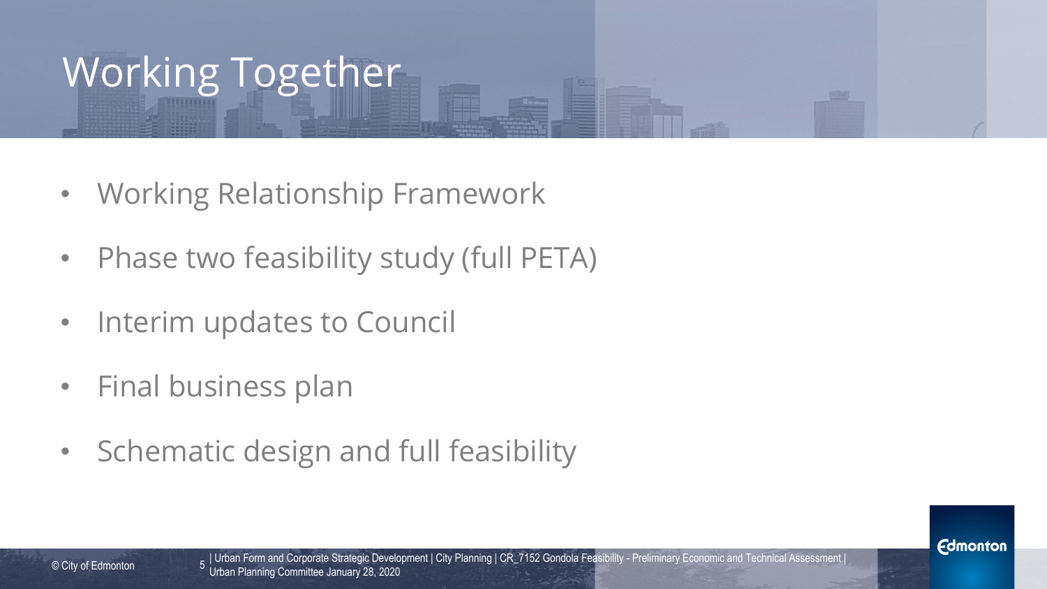# Working Together

- Working Relationship Framework
- Phase two feasibility study (full PETA)
- Interim updates to Council
- Final business plan
- Schematic design and full feasibility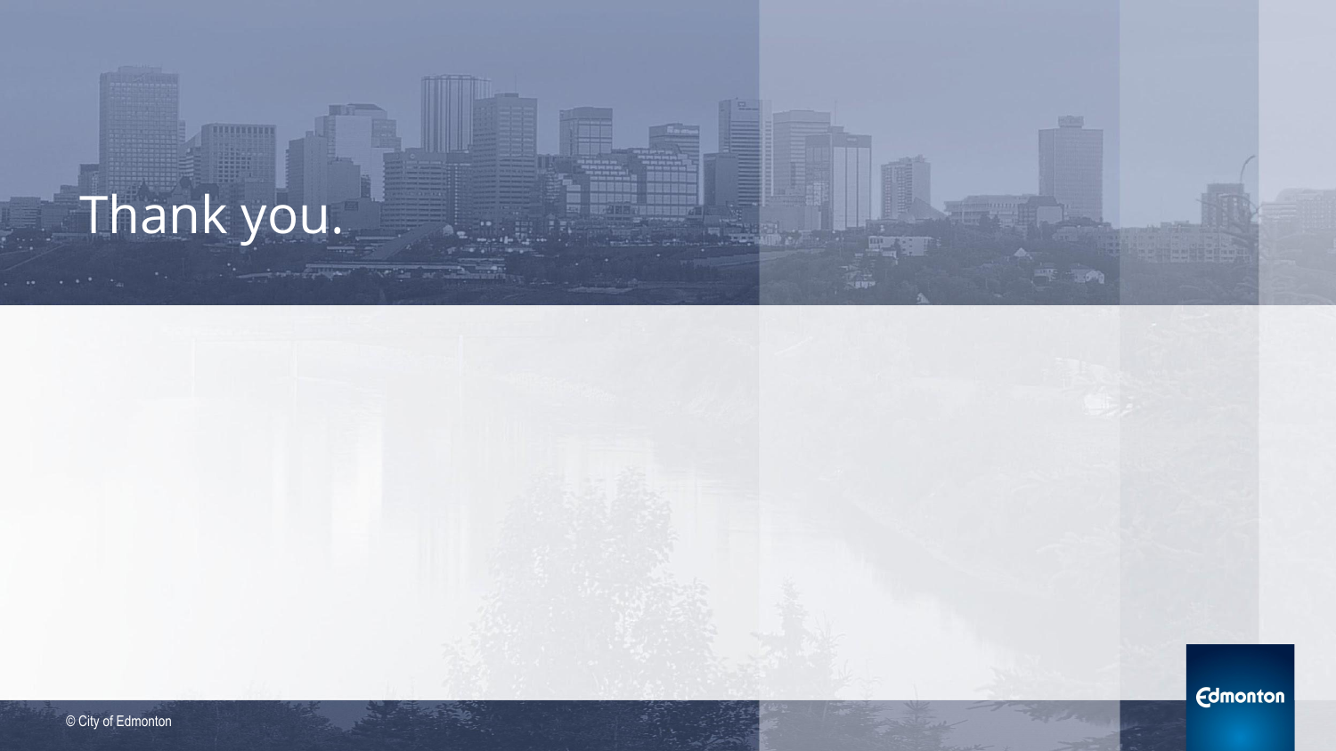# Thank you.

© City of Edmonton

Edmonton